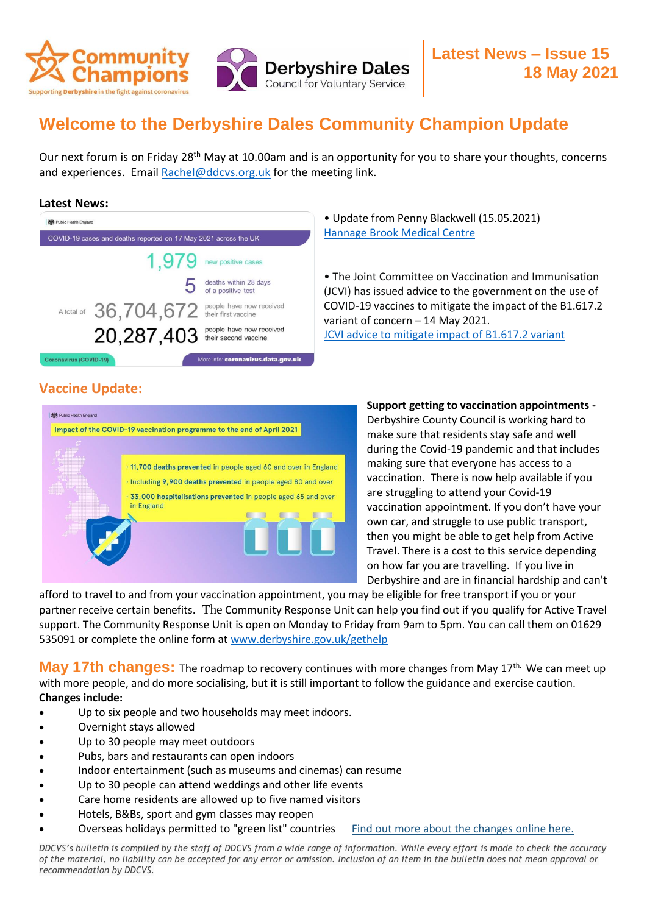Community Champions
Supporting Derbyshire in the fight against coronavirus

Derbyshire Dales
Council for Voluntary Service

**Latest News – Issue 15**
**18 May 2021**

# Welcome to the Derbyshire Dales Community Champion Update

Our next forum is on Friday 28th May at 10.00am and is an opportunity for you to share your thoughts, concerns and experiences. Email Rachel@ddcvs.org.uk for the meeting link.

**Latest News:**

Public Health England

COVID-19 cases and deaths reported on 17 May 2021 across the UK

1,979 new positive cases

5 deaths within 28 days of a positive test

A total of 36,704,672 people have now received their first vaccine

20,287,403 people have now received their second vaccine

Coronavirus (COVID-19) — More info: coronavirus.data.gov.uk

- Update from Penny Blackwell (15.05.2021) [Hannage Brook Medical Centre]

- The Joint Committee on Vaccination and Immunisation (JCVI) has issued advice to the government on the use of COVID-19 vaccines to mitigate the impact of the B1.617.2 variant of concern – 14 May 2021. [JCVI advice to mitigate impact of B1.617.2 variant]

## Vaccine Update:

Public Health England

Impact of the COVID-19 vaccination programme to the end of April 2021

- 11,700 deaths prevented in people aged 60 and over in England
- Including 9,900 deaths prevented in people aged 80 and over
- 33,000 hospitalisations prevented in people aged 65 and over in England

**Support getting to vaccination appointments -** Derbyshire County Council is working hard to make sure that residents stay safe and well during the Covid-19 pandemic and that includes making sure that everyone has access to a vaccination. There is now help available if you are struggling to attend your Covid-19 vaccination appointment. If you don't have your own car, and struggle to use public transport, then you might be able to get help from Active Travel. There is a cost to this service depending on how far you are travelling. If you live in Derbyshire and are in financial hardship and can't afford to travel to and from your vaccination appointment, you may be eligible for free transport if you or your partner receive certain benefits. The Community Response Unit can help you find out if you qualify for Active Travel support. The Community Response Unit is open on Monday to Friday from 9am to 5pm. You can call them on 01629 535091 or complete the online form at www.derbyshire.gov.uk/gethelp

## May 17th changes:

The roadmap to recovery continues with more changes from May 17th. We can meet up with more people, and do more socialising, but it is still important to follow the guidance and exercise caution.

**Changes include:**

- Up to six people and two households may meet indoors.
- Overnight stays allowed
- Up to 30 people may meet outdoors
- Pubs, bars and restaurants can open indoors
- Indoor entertainment (such as museums and cinemas) can resume
- Up to 30 people can attend weddings and other life events
- Care home residents are allowed up to five named visitors
- Hotels, B&Bs, sport and gym classes may reopen
- Overseas holidays permitted to "green list" countries

[Find out more about the changes online here.]

*DDCVS's bulletin is compiled by the staff of DDCVS from a wide range of information. While every effort is made to check the accuracy of the material, no liability can be accepted for any error or omission. Inclusion of an item in the bulletin does not mean approval or recommendation by DDCVS.*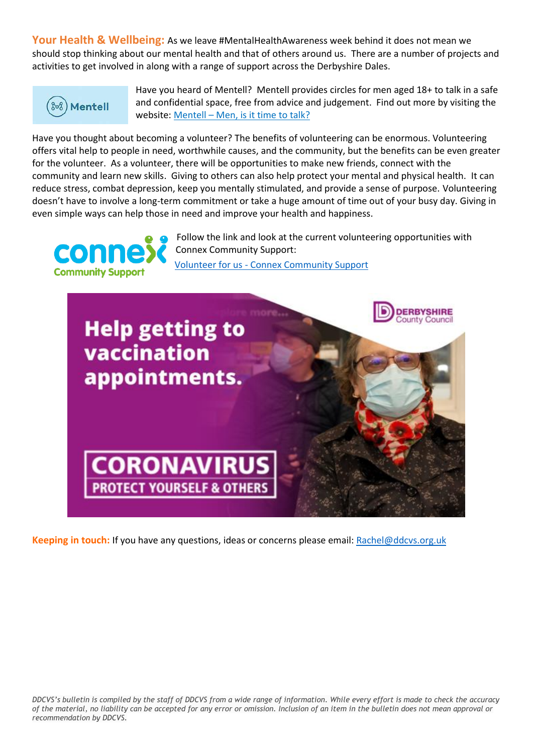**Your Health & Wellbeing:** As we leave #MentalHealthAwareness week behind it does not mean we should stop thinking about our mental health and that of others around us. There are a number of projects and activities to get involved in along with a range of support across the Derbyshire Dales.

Mentell

Have you heard of Mentell? Mentell provides circles for men aged 18+ to talk in a safe and confidential space, free from advice and judgement. Find out more by visiting the website: Mentell – Men, is it time to talk?

Have you thought about becoming a volunteer? The benefits of volunteering can be enormous. Volunteering offers vital help to people in need, worthwhile causes, and the community, but the benefits can be even greater for the volunteer. As a volunteer, there will be opportunities to make new friends, connect with the community and learn new skills. Giving to others can also help protect your mental and physical health. It can reduce stress, combat depression, keep you mentally stimulated, and provide a sense of purpose. Volunteering doesn't have to involve a long-term commitment or take a huge amount of time out of your busy day. Giving in even simple ways can help those in need and improve your health and happiness.

connex Community Support

Follow the link and look at the current volunteering opportunities with Connex Community Support:
Volunteer for us - Connex Community Support

Help getting to vaccination appointments.

DERBYSHIRE County Council

CORONAVIRUS
PROTECT YOURSELF & OTHERS

**Keeping in touch:** If you have any questions, ideas or concerns please email: Rachel@ddcvs.org.uk

*DDCVS's bulletin is compiled by the staff of DDCVS from a wide range of information. While every effort is made to check the accuracy of the material, no liability can be accepted for any error or omission. Inclusion of an item in the bulletin does not mean approval or recommendation by DDCVS.*